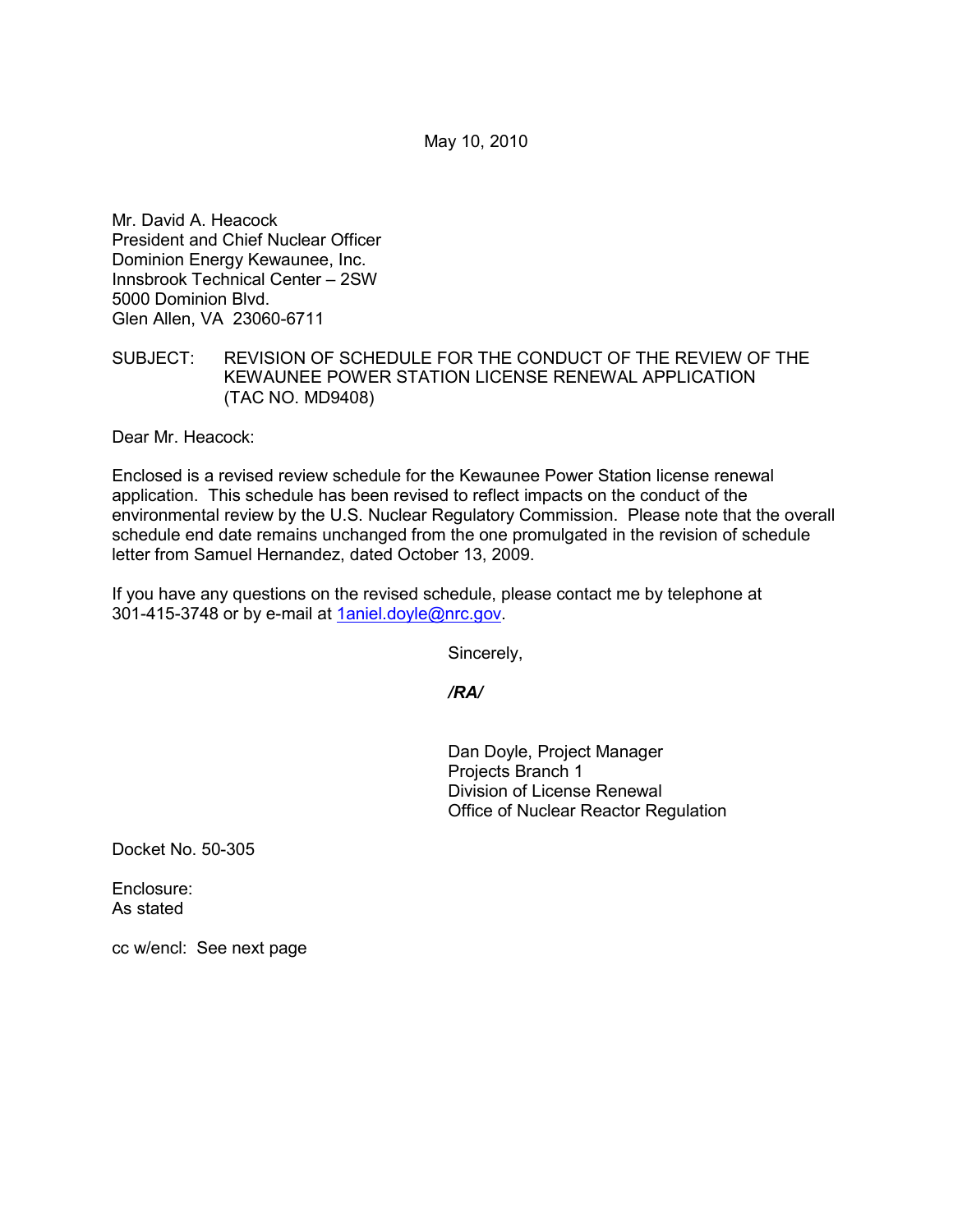May 10, 2010

Mr. David A. Heacock
President and Chief Nuclear Officer
Dominion Energy Kewaunee, Inc.
Innsbrook Technical Center – 2SW
5000 Dominion Blvd.
Glen Allen, VA 23060-6711

SUBJECT: REVISION OF SCHEDULE FOR THE CONDUCT OF THE REVIEW OF THE KEWAUNEE POWER STATION LICENSE RENEWAL APPLICATION (TAC NO. MD9408)

Dear Mr. Heacock:

Enclosed is a revised review schedule for the Kewaunee Power Station license renewal application. This schedule has been revised to reflect impacts on the conduct of the environmental review by the U.S. Nuclear Regulatory Commission. Please note that the overall schedule end date remains unchanged from the one promulgated in the revision of schedule letter from Samuel Hernandez, dated October 13, 2009.

If you have any questions on the revised schedule, please contact me by telephone at 301-415-3748 or by e-mail at 1aniel.doyle@nrc.gov.

Sincerely,

*/RA/*

Dan Doyle, Project Manager
Projects Branch 1
Division of License Renewal
Office of Nuclear Reactor Regulation

Docket No. 50-305

Enclosure:
As stated

cc w/encl: See next page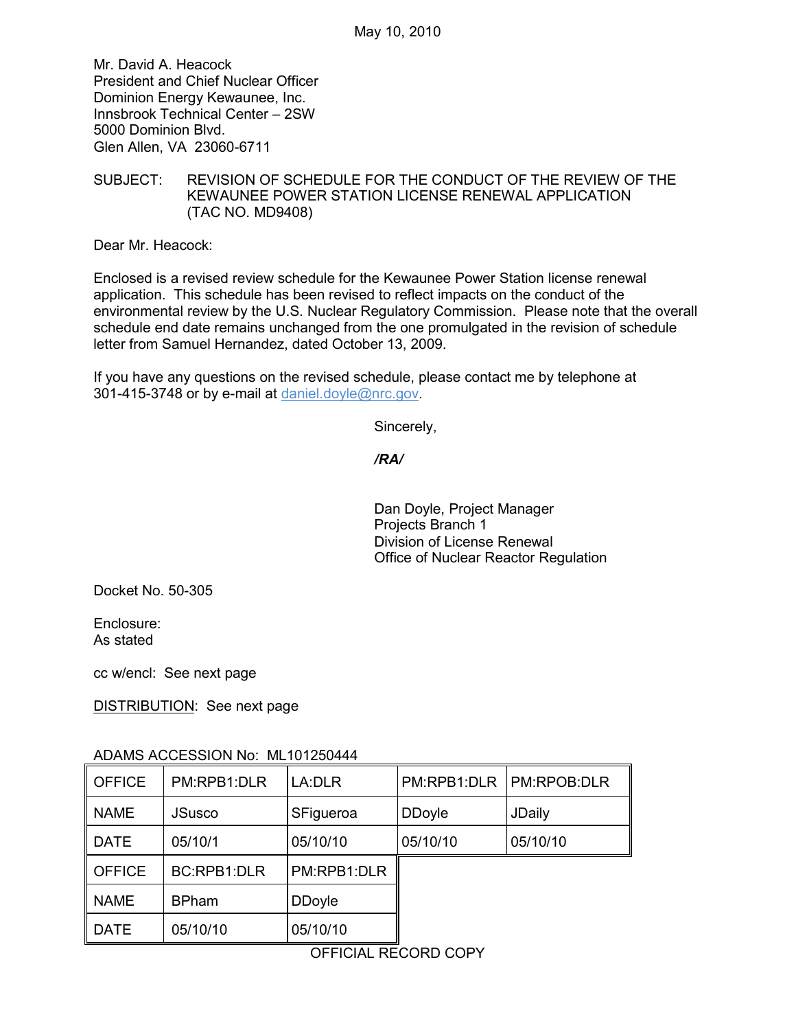May 10, 2010

Mr. David A. Heacock
President and Chief Nuclear Officer
Dominion Energy Kewaunee, Inc.
Innsbrook Technical Center – 2SW
5000 Dominion Blvd.
Glen Allen, VA 23060-6711

SUBJECT: REVISION OF SCHEDULE FOR THE CONDUCT OF THE REVIEW OF THE KEWAUNEE POWER STATION LICENSE RENEWAL APPLICATION (TAC NO. MD9408)

Dear Mr. Heacock:

Enclosed is a revised review schedule for the Kewaunee Power Station license renewal application. This schedule has been revised to reflect impacts on the conduct of the environmental review by the U.S. Nuclear Regulatory Commission. Please note that the overall schedule end date remains unchanged from the one promulgated in the revision of schedule letter from Samuel Hernandez, dated October 13, 2009.

If you have any questions on the revised schedule, please contact me by telephone at 301-415-3748 or by e-mail at daniel.doyle@nrc.gov.

Sincerely,

*/RA/*

Dan Doyle, Project Manager
Projects Branch 1
Division of License Renewal
Office of Nuclear Reactor Regulation

Docket No. 50-305

Enclosure:
As stated

cc w/encl: See next page

DISTRIBUTION: See next page

ADAMS ACCESSION No: ML101250444

| OFFICE | PM:RPB1:DLR | LA:DLR | PM:RPB1:DLR | PM:RPOB:DLR |
|---|---|---|---|---|
| NAME | JSusco | SFigueroa | DDoyle | JDaily |
| DATE | 05/10/1 | 05/10/10 | 05/10/10 | 05/10/10 |
| OFFICE | BC:RPB1:DLR | PM:RPB1:DLR | | |
| NAME | BPham | DDoyle | | |
| DATE | 05/10/10 | 05/10/10 | | |

OFFICIAL RECORD COPY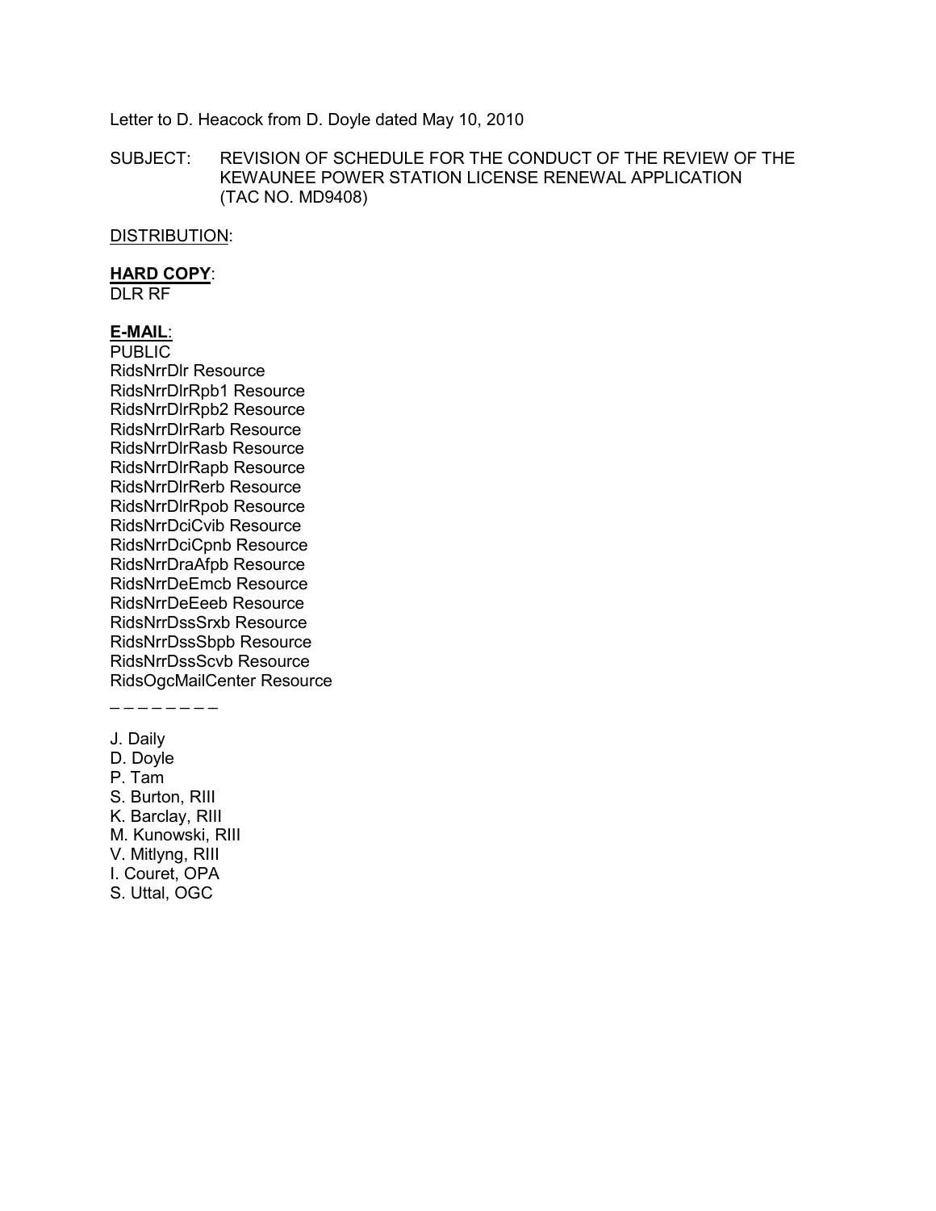Letter to D. Heacock from D. Doyle dated May 10, 2010

SUBJECT: REVISION OF SCHEDULE FOR THE CONDUCT OF THE REVIEW OF THE KEWAUNEE POWER STATION LICENSE RENEWAL APPLICATION (TAC NO. MD9408)

DISTRIBUTION:

**HARD COPY**:
DLR RF

**E-MAIL**:
PUBLIC
RidsNrrDlr Resource
RidsNrrDlrRpb1 Resource
RidsNrrDlrRpb2 Resource
RidsNrrDlrRarb Resource
RidsNrrDlrRasb Resource
RidsNrrDlrRapb Resource
RidsNrrDlrRerb Resource
RidsNrrDlrRpob Resource
RidsNrrDciCvib Resource
RidsNrrDciCpnb Resource
RidsNrrDraAfpb Resource
RidsNrrDeEmcb Resource
RidsNrrDeEeeb Resource
RidsNrrDssSrxb Resource
RidsNrrDssSbpb Resource
RidsNrrDssScvb Resource
RidsOgcMailCenter Resource

_ _ _ _ _ _ _ _

J. Daily
D. Doyle
P. Tam
S. Burton, RIII
K. Barclay, RIII
M. Kunowski, RIII
V. Mitlyng, RIII
I. Couret, OPA
S. Uttal, OGC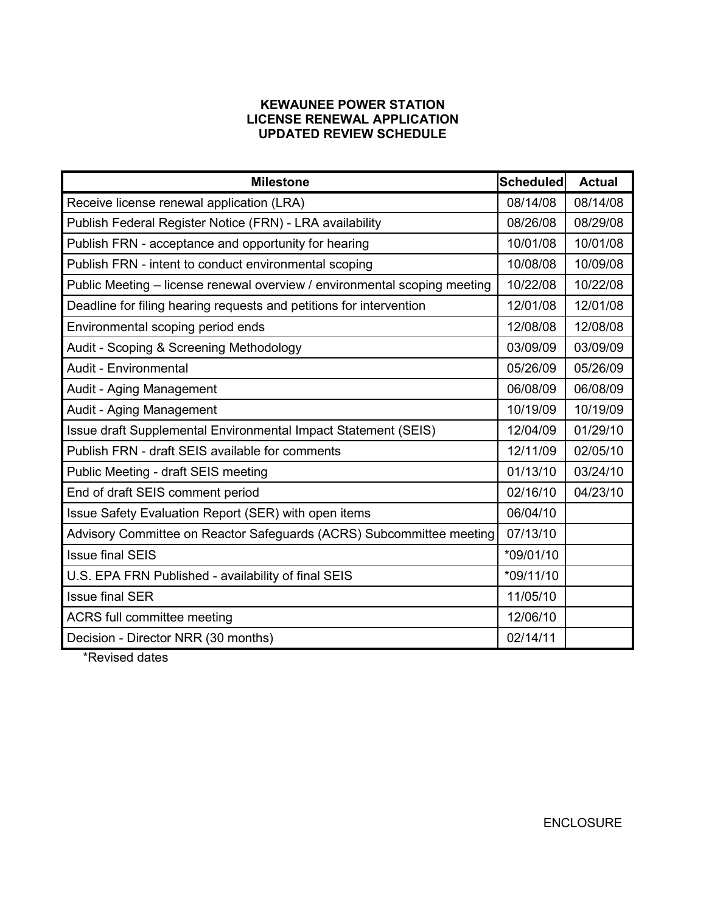# KEWAUNEE POWER STATION
# LICENSE RENEWAL APPLICATION
# UPDATED REVIEW SCHEDULE

| Milestone | Scheduled | Actual |
|---|---|---|
| Receive license renewal application (LRA) | 08/14/08 | 08/14/08 |
| Publish Federal Register Notice (FRN) - LRA availability | 08/26/08 | 08/29/08 |
| Publish FRN - acceptance and opportunity for hearing | 10/01/08 | 10/01/08 |
| Publish FRN - intent to conduct environmental scoping | 10/08/08 | 10/09/08 |
| Public Meeting – license renewal overview / environmental scoping meeting | 10/22/08 | 10/22/08 |
| Deadline for filing hearing requests and petitions for intervention | 12/01/08 | 12/01/08 |
| Environmental scoping period ends | 12/08/08 | 12/08/08 |
| Audit - Scoping & Screening Methodology | 03/09/09 | 03/09/09 |
| Audit - Environmental | 05/26/09 | 05/26/09 |
| Audit - Aging Management | 06/08/09 | 06/08/09 |
| Audit - Aging Management | 10/19/09 | 10/19/09 |
| Issue draft Supplemental Environmental Impact Statement (SEIS) | 12/04/09 | 01/29/10 |
| Publish FRN - draft SEIS available for comments | 12/11/09 | 02/05/10 |
| Public Meeting - draft SEIS meeting | 01/13/10 | 03/24/10 |
| End of draft SEIS comment period | 02/16/10 | 04/23/10 |
| Issue Safety Evaluation Report (SER) with open items | 06/04/10 | |
| Advisory Committee on Reactor Safeguards (ACRS) Subcommittee meeting | 07/13/10 | |
| Issue final SEIS | *09/01/10 | |
| U.S. EPA FRN Published - availability of final SEIS | *09/11/10 | |
| Issue final SER | 11/05/10 | |
| ACRS full committee meeting | 12/06/10 | |
| Decision - Director NRR (30 months) | 02/14/11 | |

*Revised dates

ENCLOSURE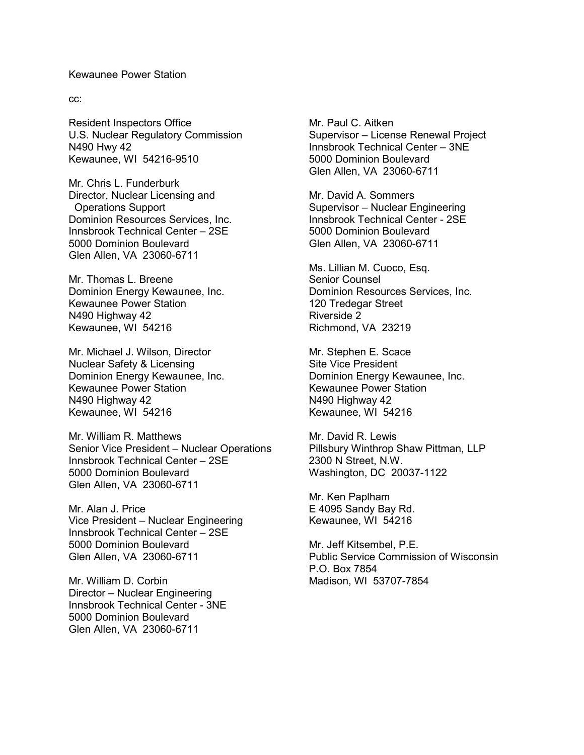Kewaunee Power Station

cc:

Resident Inspectors Office  
U.S. Nuclear Regulatory Commission  
N490 Hwy 42  
Kewaunee, WI 54216-9510

Mr. Chris L. Funderburk  
Director, Nuclear Licensing and  
Operations Support  
Dominion Resources Services, Inc.  
Innsbrook Technical Center – 2SE  
5000 Dominion Boulevard  
Glen Allen, VA 23060-6711

Mr. Thomas L. Breene  
Dominion Energy Kewaunee, Inc.  
Kewaunee Power Station  
N490 Highway 42  
Kewaunee, WI 54216

Mr. Michael J. Wilson, Director  
Nuclear Safety & Licensing  
Dominion Energy Kewaunee, Inc.  
Kewaunee Power Station  
N490 Highway 42  
Kewaunee, WI 54216

Mr. William R. Matthews  
Senior Vice President – Nuclear Operations  
Innsbrook Technical Center – 2SE  
5000 Dominion Boulevard  
Glen Allen, VA 23060-6711

Mr. Alan J. Price  
Vice President – Nuclear Engineering  
Innsbrook Technical Center – 2SE  
5000 Dominion Boulevard  
Glen Allen, VA 23060-6711

Mr. William D. Corbin  
Director – Nuclear Engineering  
Innsbrook Technical Center - 3NE  
5000 Dominion Boulevard  
Glen Allen, VA 23060-6711

Mr. Paul C. Aitken  
Supervisor – License Renewal Project  
Innsbrook Technical Center – 3NE  
5000 Dominion Boulevard  
Glen Allen, VA 23060-6711

Mr. David A. Sommers  
Supervisor – Nuclear Engineering  
Innsbrook Technical Center - 2SE  
5000 Dominion Boulevard  
Glen Allen, VA 23060-6711

Ms. Lillian M. Cuoco, Esq.  
Senior Counsel  
Dominion Resources Services, Inc.  
120 Tredegar Street  
Riverside 2  
Richmond, VA 23219

Mr. Stephen E. Scace  
Site Vice President  
Dominion Energy Kewaunee, Inc.  
Kewaunee Power Station  
N490 Highway 42  
Kewaunee, WI 54216

Mr. David R. Lewis  
Pillsbury Winthrop Shaw Pittman, LLP  
2300 N Street, N.W.  
Washington, DC 20037-1122

Mr. Ken Paplham  
E 4095 Sandy Bay Rd.  
Kewaunee, WI 54216

Mr. Jeff Kitsembel, P.E.  
Public Service Commission of Wisconsin  
P.O. Box 7854  
Madison, WI 53707-7854